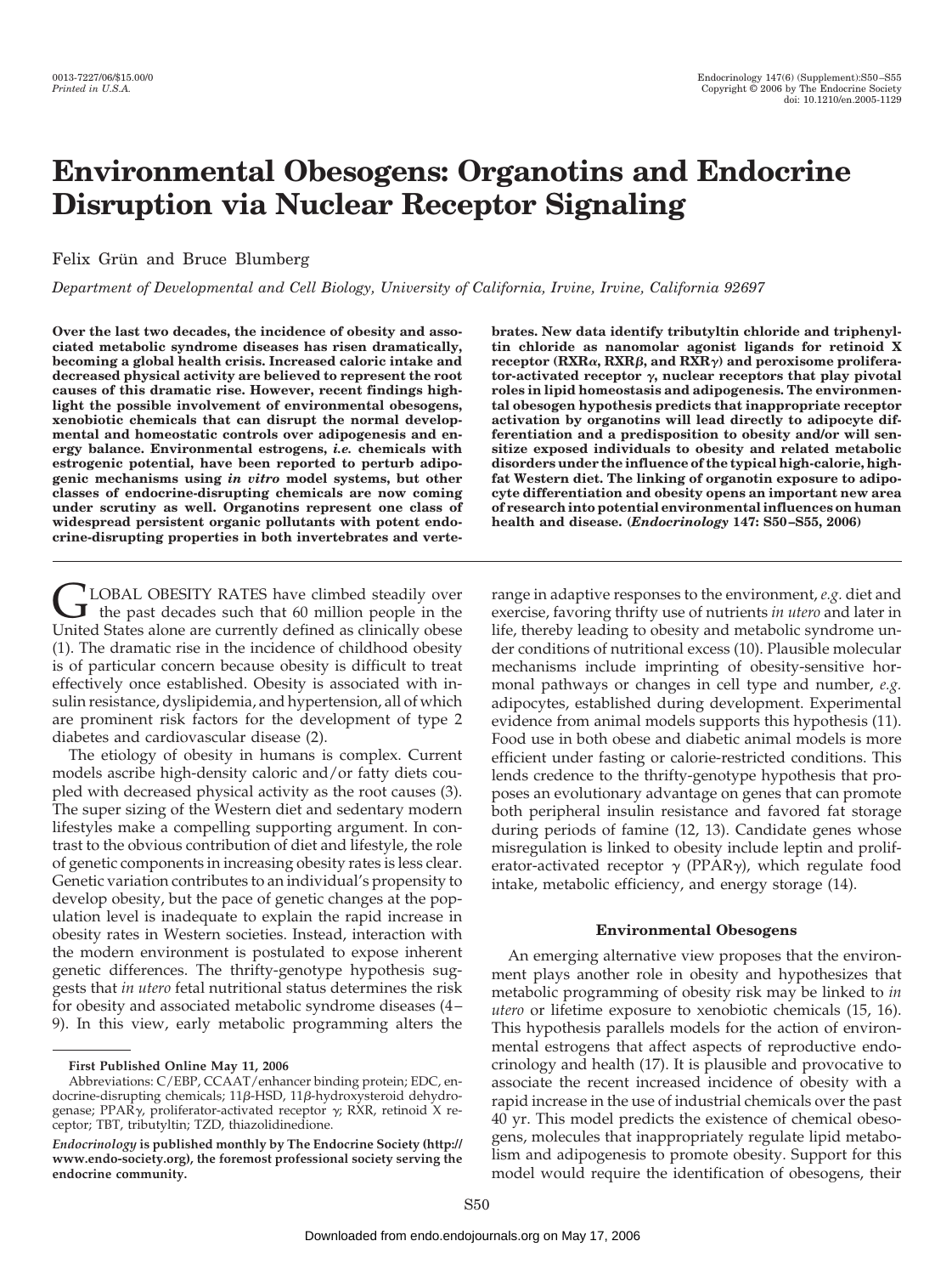# Environmental Obesogens: Organotins and Endocrine Disruption via Nuclear Receptor Signaling

Felix Grün and Bruce Blumberg

*Department of Developmental and Cell Biology, University of California, Irvine, Irvine, California 92697*

**Over the last two decades, the incidence of obesity and associated metabolic syndrome diseases has risen dramatically, becoming a global health crisis. Increased caloric intake and decreased physical activity are believed to represent the root causes of this dramatic rise. However, recent findings highlight the possible involvement of environmental obesogens, xenobiotic chemicals that can disrupt the normal developmental and homeostatic controls over adipogenesis and energy balance. Environmental estrogens, *i.e.* chemicals with estrogenic potential, have been reported to perturb adipogenic mechanisms using *in vitro* model systems, but other classes of endocrine-disrupting chemicals are now coming under scrutiny as well. Organotins represent one class of widespread persistent organic pollutants with potent endocrine-disrupting properties in both invertebrates and vertebrates. New data identify tributyltin chloride and triphenyltin chloride as nanomolar agonist ligands for retinoid X receptor (RXRα, RXRβ, and RXRγ) and peroxisome proliferator-activated receptor γ, nuclear receptors that play pivotal roles in lipid homeostasis and adipogenesis. The environmental obesogen hypothesis predicts that inappropriate receptor activation by organotins will lead directly to adipocyte differentiation and a predisposition to obesity and/or will sensitize exposed individuals to obesity and related metabolic disorders under the influence of the typical high-calorie, high-fat Western diet. The linking of organotin exposure to adipocyte differentiation and obesity opens an important new area of research into potential environmental influences on human health and disease. (*Endocrinology* 147: S50–S55, 2006)**

GLOBAL OBESITY RATES have climbed steadily over the past decades such that 60 million people in the United States alone are currently defined as clinically obese (1). The dramatic rise in the incidence of childhood obesity is of particular concern because obesity is difficult to treat effectively once established. Obesity is associated with insulin resistance, dyslipidemia, and hypertension, all of which are prominent risk factors for the development of type 2 diabetes and cardiovascular disease (2).

The etiology of obesity in humans is complex. Current models ascribe high-density caloric and/or fatty diets coupled with decreased physical activity as the root causes (3). The super sizing of the Western diet and sedentary modern lifestyles make a compelling supporting argument. In contrast to the obvious contribution of diet and lifestyle, the role of genetic components in increasing obesity rates is less clear. Genetic variation contributes to an individual's propensity to develop obesity, but the pace of genetic changes at the population level is inadequate to explain the rapid increase in obesity rates in Western societies. Instead, interaction with the modern environment is postulated to expose inherent genetic differences. The thrifty-genotype hypothesis suggests that *in utero* fetal nutritional status determines the risk for obesity and associated metabolic syndrome diseases (4–9). In this view, early metabolic programming alters the range in adaptive responses to the environment, *e.g.* diet and exercise, favoring thrifty use of nutrients *in utero* and later in life, thereby leading to obesity and metabolic syndrome under conditions of nutritional excess (10). Plausible molecular mechanisms include imprinting of obesity-sensitive hormonal pathways or changes in cell type and number, *e.g.* adipocytes, established during development. Experimental evidence from animal models supports this hypothesis (11). Food use in both obese and diabetic animal models is more efficient under fasting or calorie-restricted conditions. This lends credence to the thrifty-genotype hypothesis that proposes an evolutionary advantage on genes that can promote both peripheral insulin resistance and favored fat storage during periods of famine (12, 13). Candidate genes whose misregulation is linked to obesity include leptin and proliferator-activated receptor γ (PPARγ), which regulate food intake, metabolic efficiency, and energy storage (14).

### Environmental Obesogens

An emerging alternative view proposes that the environment plays another role in obesity and hypothesizes that metabolic programming of obesity risk may be linked to *in utero* or lifetime exposure to xenobiotic chemicals (15, 16). This hypothesis parallels models for the action of environmental estrogens that affect aspects of reproductive endocrinology and health (17). It is plausible and provocative to associate the recent increased incidence of obesity with a rapid increase in the use of industrial chemicals over the past 40 yr. This model predicts the existence of chemical obesogens, molecules that inappropriately regulate lipid metabolism and adipogenesis to promote obesity. Support for this model would require the identification of obesogens, their

---

**First Published Online May 11, 2006**

Abbreviations: C/EBP, CCAAT/enhancer binding protein; EDC, endocrine-disrupting chemicals; 11β-HSD, 11β-hydroxysteroid dehydrogenase; PPARγ, proliferator-activated receptor γ; RXR, retinoid X receptor; TBT, tributyltin; TZD, thiazolidinedione.

*Endocrinology* **is published monthly by The Endocrine Society (http://www.endo-society.org), the foremost professional society serving the endocrine community.**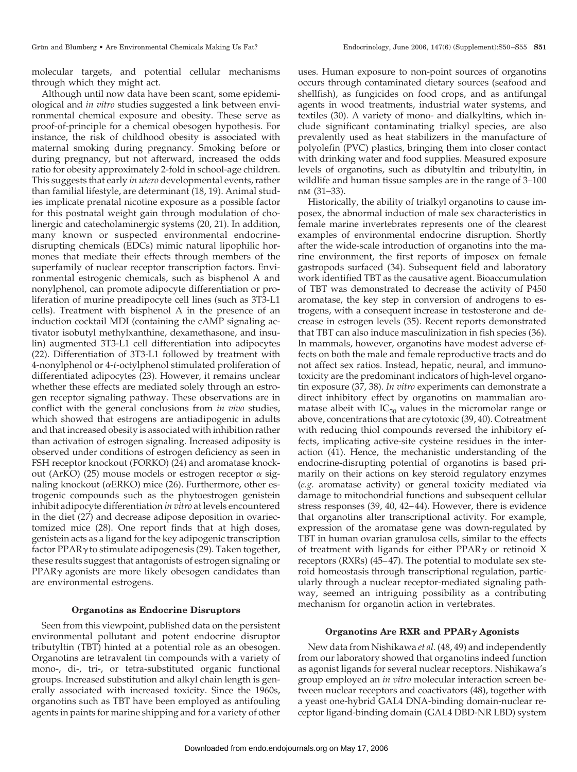molecular targets, and potential cellular mechanisms through which they might act.

Although until now data have been scant, some epidemiological and *in vitro* studies suggested a link between environmental chemical exposure and obesity. These serve as proof-of-principle for a chemical obesogen hypothesis. For instance, the risk of childhood obesity is associated with maternal smoking during pregnancy. Smoking before or during pregnancy, but not afterward, increased the odds ratio for obesity approximately 2-fold in school-age children. This suggests that early *in utero* developmental events, rather than familial lifestyle, are determinant (18, 19). Animal studies implicate prenatal nicotine exposure as a possible factor for this postnatal weight gain through modulation of cholinergic and catecholaminergic systems (20, 21). In addition, many known or suspected environmental endocrine-disrupting chemicals (EDCs) mimic natural lipophilic hormones that mediate their effects through members of the superfamily of nuclear receptor transcription factors. Environmental estrogenic chemicals, such as bisphenol A and nonylphenol, can promote adipocyte differentiation or proliferation of murine preadipocyte cell lines (such as 3T3-L1 cells). Treatment with bisphenol A in the presence of an induction cocktail MDI (containing the cAMP signaling activator isobutyl methylxanthine, dexamethasone, and insulin) augmented 3T3-L1 cell differentiation into adipocytes (22). Differentiation of 3T3-L1 followed by treatment with 4-nonylphenol or 4-*t*-octylphenol stimulated proliferation of differentiated adipocytes (23). However, it remains unclear whether these effects are mediated solely through an estrogen receptor signaling pathway. These observations are in conflict with the general conclusions from *in vivo* studies, which showed that estrogens are antiadipogenic in adults and that increased obesity is associated with inhibition rather than activation of estrogen signaling. Increased adiposity is observed under conditions of estrogen deficiency as seen in FSH receptor knockout (FORKO) (24) and aromatase knockout (ArKO) (25) mouse models or estrogen receptor $\alpha$ signaling knockout ($\alpha$ERKO) mice (26). Furthermore, other estrogenic compounds such as the phytoestrogen genistein inhibit adipocyte differentiation *in vitro* at levels encountered in the diet (27) and decrease adipose deposition in ovariectomized mice (28). One report finds that at high doses, genistein acts as a ligand for the key adipogenic transcription factor PPAR$\gamma$ to stimulate adipogenesis (29). Taken together, these results suggest that antagonists of estrogen signaling or PPAR$\gamma$ agonists are more likely obesogen candidates than are environmental estrogens.

## Organotins as Endocrine Disruptors

Seen from this viewpoint, published data on the persistent environmental pollutant and potent endocrine disruptor tributyltin (TBT) hinted at a potential role as an obesogen. Organotins are tetravalent tin compounds with a variety of mono-, di-, tri-, or tetra-substituted organic functional groups. Increased substitution and alkyl chain length is generally associated with increased toxicity. Since the 1960s, organotins such as TBT have been employed as antifouling agents in paints for marine shipping and for a variety of other uses. Human exposure to non-point sources of organotins occurs through contaminated dietary sources (seafood and shellfish), as fungicides on food crops, and as antifungal agents in wood treatments, industrial water systems, and textiles (30). A variety of mono- and dialkyltins, which include significant contaminating trialkyl species, are also prevalently used as heat stabilizers in the manufacture of polyolefin (PVC) plastics, bringing them into closer contact with drinking water and food supplies. Measured exposure levels of organotins, such as dibutyltin and tributyltin, in wildlife and human tissue samples are in the range of 3–100 nM (31–33).

Historically, the ability of trialkyl organotins to cause imposex, the abnormal induction of male sex characteristics in female marine invertebrates represents one of the clearest examples of environmental endocrine disruption. Shortly after the wide-scale introduction of organotins into the marine environment, the first reports of imposex on female gastropods surfaced (34). Subsequent field and laboratory work identified TBT as the causative agent. Bioaccumulation of TBT was demonstrated to decrease the activity of P450 aromatase, the key step in conversion of androgens to estrogens, with a consequent increase in testosterone and decrease in estrogen levels (35). Recent reports demonstrated that TBT can also induce masculinization in fish species (36). In mammals, however, organotins have modest adverse effects on both the male and female reproductive tracts and do not affect sex ratios. Instead, hepatic, neural, and immunotoxicity are the predominant indicators of high-level organotin exposure (37, 38). *In vitro* experiments can demonstrate a direct inhibitory effect by organotins on mammalian aromatase albeit with $IC_{50}$ values in the micromolar range or above, concentrations that are cytotoxic (39, 40). Cotreatment with reducing thiol compounds reversed the inhibitory effects, implicating active-site cysteine residues in the interaction (41). Hence, the mechanistic understanding of the endocrine-disrupting potential of organotins is based primarily on their actions on key steroid regulatory enzymes (*e.g.* aromatase activity) or general toxicity mediated via damage to mitochondrial functions and subsequent cellular stress responses (39, 40, 42–44). However, there is evidence that organotins alter transcriptional activity. For example, expression of the aromatase gene was down-regulated by TBT in human ovarian granulosa cells, similar to the effects of treatment with ligands for either PPAR$\gamma$ or retinoid X receptors (RXRs) (45–47). The potential to modulate sex steroid homeostasis through transcriptional regulation, particularly through a nuclear receptor-mediated signaling pathway, seemed an intriguing possibility as a contributing mechanism for organotin action in vertebrates.

## Organotins Are RXR and PPAR$\gamma$ Agonists

New data from Nishikawa *et al.* (48, 49) and independently from our laboratory showed that organotins indeed function as agonist ligands for several nuclear receptors. Nishikawa's group employed an *in vitro* molecular interaction screen between nuclear receptors and coactivators (48), together with a yeast one-hybrid GAL4 DNA-binding domain-nuclear receptor ligand-binding domain (GAL4 DBD-NR LBD) system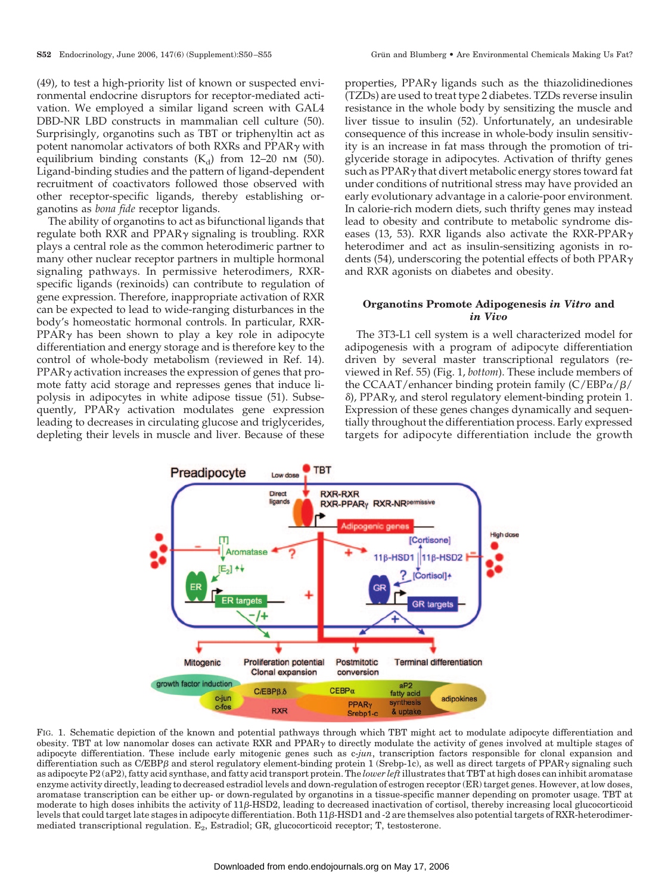(49), to test a high-priority list of known or suspected environmental endocrine disruptors for receptor-mediated activation. We employed a similar ligand screen with GAL4 DBD-NR LBD constructs in mammalian cell culture (50). Surprisingly, organotins such as TBT or triphenyltin act as potent nanomolar activators of both RXRs and PPARγ with equilibrium binding constants ($K_d$) from 12–20 nM (50). Ligand-binding studies and the pattern of ligand-dependent recruitment of coactivators followed those observed with other receptor-specific ligands, thereby establishing organotins as *bona fide* receptor ligands.

The ability of organotins to act as bifunctional ligands that regulate both RXR and PPARγ signaling is troubling. RXR plays a central role as the common heterodimeric partner to many other nuclear receptor partners in multiple hormonal signaling pathways. In permissive heterodimers, RXR-specific ligands (rexinoids) can contribute to regulation of gene expression. Therefore, inappropriate activation of RXR can be expected to lead to wide-ranging disturbances in the body's homeostatic hormonal controls. In particular, RXR-PPARγ has been shown to play a key role in adipocyte differentiation and energy storage and is therefore key to the control of whole-body metabolism (reviewed in Ref. 14). PPARγ activation increases the expression of genes that promote fatty acid storage and represses genes that induce lipolysis in adipocytes in white adipose tissue (51). Subsequently, PPARγ activation modulates gene expression leading to decreases in circulating glucose and triglycerides, depleting their levels in muscle and liver. Because of these properties, PPARγ ligands such as the thiazolidinediones (TZDs) are used to treat type 2 diabetes. TZDs reverse insulin resistance in the whole body by sensitizing the muscle and liver tissue to insulin (52). Unfortunately, an undesirable consequence of this increase in whole-body insulin sensitivity is an increase in fat mass through the promotion of triglyceride storage in adipocytes. Activation of thrifty genes such as PPARγ that divert metabolic energy stores toward fat under conditions of nutritional stress may have provided an early evolutionary advantage in a calorie-poor environment. In calorie-rich modern diets, such thrifty genes may instead lead to obesity and contribute to metabolic syndrome diseases (13, 53). RXR ligands also activate the RXR-PPARγ heterodimer and act as insulin-sensitizing agonists in rodents (54), underscoring the potential effects of both PPARγ and RXR agonists on diabetes and obesity.

## Organotins Promote Adipogenesis *in Vitro* and *in Vivo*

The 3T3-L1 cell system is a well characterized model for adipogenesis with a program of adipocyte differentiation driven by several master transcriptional regulators (reviewed in Ref. 55) (Fig. 1, *bottom*). These include members of the CCAAT/enhancer binding protein family (C/EBPα/β/δ), PPARγ, and sterol regulatory element-binding protein 1. Expression of these genes changes dynamically and sequentially throughout the differentiation process. Early expressed targets for adipocyte differentiation include the growth

FIG. 1. Schematic depiction of the known and potential pathways through which TBT might act to modulate adipocyte differentiation and obesity. TBT at low nanomolar doses can activate RXR and PPARγ to directly modulate the activity of genes involved at multiple stages of adipocyte differentiation. These include early mitogenic genes such as c-*jun*, transcription factors responsible for clonal expansion and differentiation such as C/EBPβ and sterol regulatory element-binding protein 1 (Srebp-1c), as well as direct targets of PPARγ signaling such as adipocyte P2 (aP2), fatty acid synthase, and fatty acid transport protein. The *lower left* illustrates that TBT at high doses can inhibit aromatase enzyme activity directly, leading to decreased estradiol levels and down-regulation of estrogen receptor (ER) target genes. However, at low doses, aromatase transcription can be either up- or down-regulated by organotins in a tissue-specific manner depending on promoter usage. TBT at moderate to high doses inhibits the activity of 11β-HSD2, leading to decreased inactivation of cortisol, thereby increasing local glucocorticoid levels that could target late stages in adipocyte differentiation. Both 11β-HSD1 and -2 are themselves also potential targets of RXR-heterodimer-mediated transcriptional regulation. $E_2$, Estradiol; GR, glucocorticoid receptor; T, testosterone.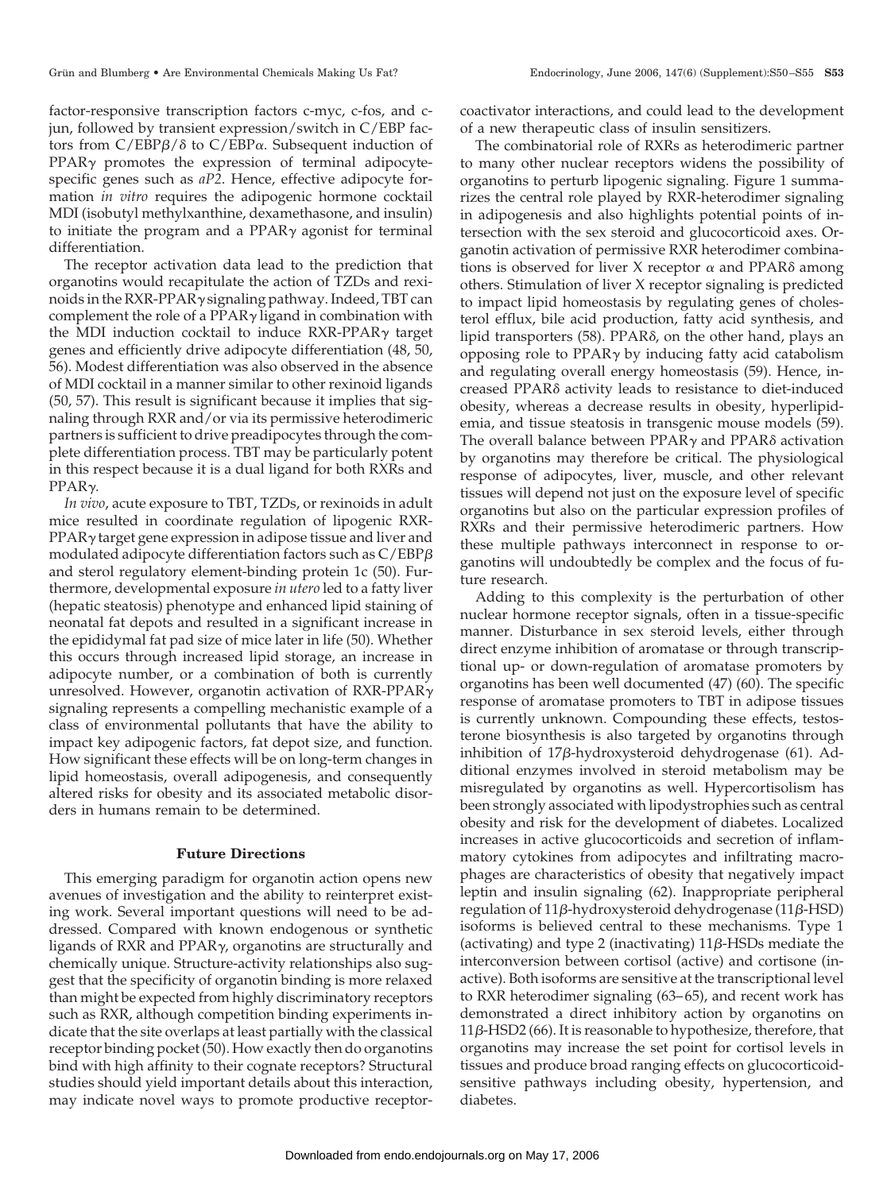factor-responsive transcription factors c-myc, c-fos, and c-jun, followed by transient expression/switch in C/EBP factors from C/EBPβ/δ to C/EBPα. Subsequent induction of PPARγ promotes the expression of terminal adipocyte-specific genes such as *aP2*. Hence, effective adipocyte formation *in vitro* requires the adipogenic hormone cocktail MDI (isobutyl methylxanthine, dexamethasone, and insulin) to initiate the program and a PPARγ agonist for terminal differentiation.

The receptor activation data lead to the prediction that organotins would recapitulate the action of TZDs and rexinoids in the RXR-PPARγ signaling pathway. Indeed, TBT can complement the role of a PPARγ ligand in combination with the MDI induction cocktail to induce RXR-PPARγ target genes and efficiently drive adipocyte differentiation (48, 50, 56). Modest differentiation was also observed in the absence of MDI cocktail in a manner similar to other rexinoid ligands (50, 57). This result is significant because it implies that signaling through RXR and/or via its permissive heterodimeric partners is sufficient to drive preadipocytes through the complete differentiation process. TBT may be particularly potent in this respect because it is a dual ligand for both RXRs and PPARγ.

*In vivo*, acute exposure to TBT, TZDs, or rexinoids in adult mice resulted in coordinate regulation of lipogenic RXR-PPARγ target gene expression in adipose tissue and liver and modulated adipocyte differentiation factors such as C/EBPβ and sterol regulatory element-binding protein 1c (50). Furthermore, developmental exposure *in utero* led to a fatty liver (hepatic steatosis) phenotype and enhanced lipid staining of neonatal fat depots and resulted in a significant increase in the epididymal fat pad size of mice later in life (50). Whether this occurs through increased lipid storage, an increase in adipocyte number, or a combination of both is currently unresolved. However, organotin activation of RXR-PPARγ signaling represents a compelling mechanistic example of a class of environmental pollutants that have the ability to impact key adipogenic factors, fat depot size, and function. How significant these effects will be on long-term changes in lipid homeostasis, overall adipogenesis, and consequently altered risks for obesity and its associated metabolic disorders in humans remain to be determined.

## Future Directions

This emerging paradigm for organotin action opens new avenues of investigation and the ability to reinterpret existing work. Several important questions will need to be addressed. Compared with known endogenous or synthetic ligands of RXR and PPARγ, organotins are structurally and chemically unique. Structure-activity relationships also suggest that the specificity of organotin binding is more relaxed than might be expected from highly discriminatory receptors such as RXR, although competition binding experiments indicate that the site overlaps at least partially with the classical receptor binding pocket (50). How exactly then do organotins bind with high affinity to their cognate receptors? Structural studies should yield important details about this interaction, may indicate novel ways to promote productive receptor-coactivator interactions, and could lead to the development of a new therapeutic class of insulin sensitizers.

The combinatorial role of RXRs as heterodimeric partner to many other nuclear receptors widens the possibility of organotins to perturb lipogenic signaling. Figure 1 summarizes the central role played by RXR-heterodimer signaling in adipogenesis and also highlights potential points of intersection with the sex steroid and glucocorticoid axes. Organotin activation of permissive RXR heterodimer combinations is observed for liver X receptor α and PPARδ among others. Stimulation of liver X receptor signaling is predicted to impact lipid homeostasis by regulating genes of cholesterol efflux, bile acid production, fatty acid synthesis, and lipid transporters (58). PPARδ, on the other hand, plays an opposing role to PPARγ by inducing fatty acid catabolism and regulating overall energy homeostasis (59). Hence, increased PPARδ activity leads to resistance to diet-induced obesity, whereas a decrease results in obesity, hyperlipidemia, and tissue steatosis in transgenic mouse models (59). The overall balance between PPARγ and PPARδ activation by organotins may therefore be critical. The physiological response of adipocytes, liver, muscle, and other relevant tissues will depend not just on the exposure level of specific organotins but also on the particular expression profiles of RXRs and their permissive heterodimeric partners. How these multiple pathways interconnect in response to organotins will undoubtedly be complex and the focus of future research.

Adding to this complexity is the perturbation of other nuclear hormone receptor signals, often in a tissue-specific manner. Disturbance in sex steroid levels, either through direct enzyme inhibition of aromatase or through transcriptional up- or down-regulation of aromatase promoters by organotins has been well documented (47) (60). The specific response of aromatase promoters to TBT in adipose tissues is currently unknown. Compounding these effects, testosterone biosynthesis is also targeted by organotins through inhibition of 17β-hydroxysteroid dehydrogenase (61). Additional enzymes involved in steroid metabolism may be misregulated by organotins as well. Hypercortisolism has been strongly associated with lipodystrophies such as central obesity and risk for the development of diabetes. Localized increases in active glucocorticoids and secretion of inflammatory cytokines from adipocytes and infiltrating macrophages are characteristics of obesity that negatively impact leptin and insulin signaling (62). Inappropriate peripheral regulation of 11β-hydroxysteroid dehydrogenase (11β-HSD) isoforms is believed central to these mechanisms. Type 1 (activating) and type 2 (inactivating) 11β-HSDs mediate the interconversion between cortisol (active) and cortisone (inactive). Both isoforms are sensitive at the transcriptional level to RXR heterodimer signaling (63–65), and recent work has demonstrated a direct inhibitory action by organotins on 11β-HSD2 (66). It is reasonable to hypothesize, therefore, that organotins may increase the set point for cortisol levels in tissues and produce broad ranging effects on glucocorticoid-sensitive pathways including obesity, hypertension, and diabetes.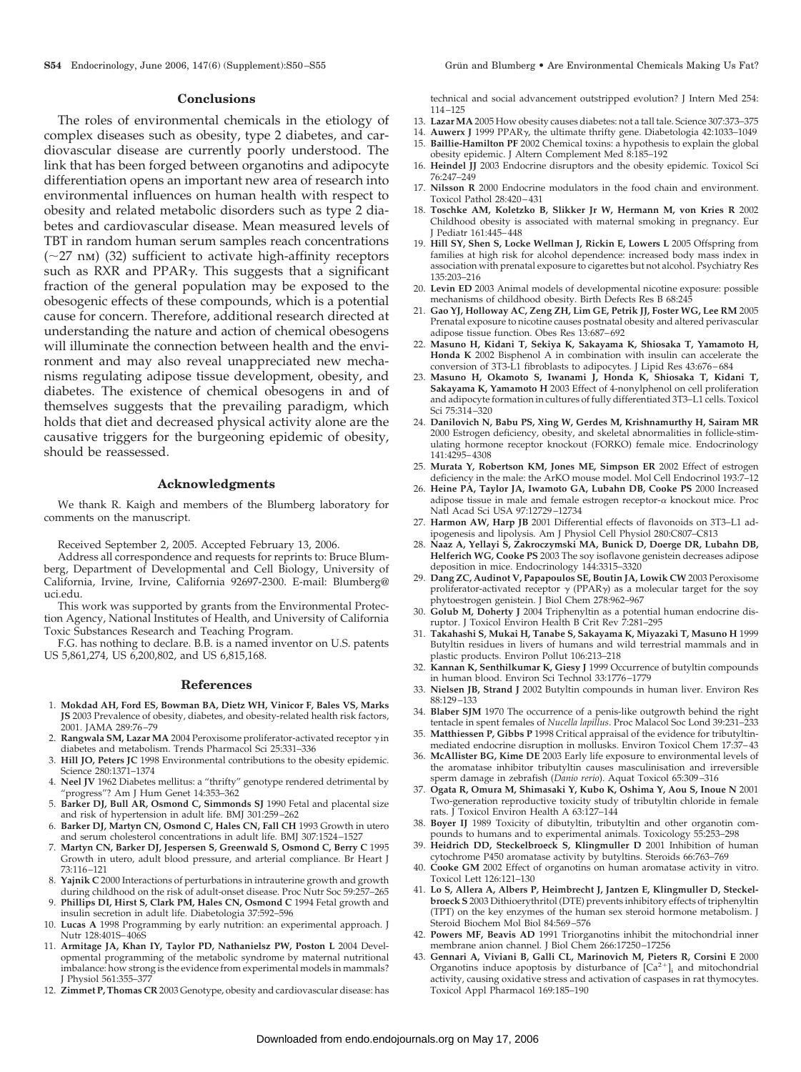## Conclusions

The roles of environmental chemicals in the etiology of complex diseases such as obesity, type 2 diabetes, and cardiovascular disease are currently poorly understood. The link that has been forged between organotins and adipocyte differentiation opens an important new area of research into environmental influences on human health with respect to obesity and related metabolic disorders such as type 2 diabetes and cardiovascular disease. Mean measured levels of TBT in random human serum samples reach concentrations (~27 nM) (32) sufficient to activate high-affinity receptors such as RXR and PPAR$\gamma$. This suggests that a significant fraction of the general population may be exposed to the obesogenic effects of these compounds, which is a potential cause for concern. Therefore, additional research directed at understanding the nature and action of chemical obesogens will illuminate the connection between health and the environment and may also reveal unappreciated new mechanisms regulating adipose tissue development, obesity, and diabetes. The existence of chemical obesogens in and of themselves suggests that the prevailing paradigm, which holds that diet and decreased physical activity alone are the causative triggers for the burgeoning epidemic of obesity, should be reassessed.

## Acknowledgments

We thank R. Kaigh and members of the Blumberg laboratory for comments on the manuscript.

Received September 2, 2005. Accepted February 13, 2006.

Address all correspondence and requests for reprints to: Bruce Blumberg, Department of Developmental and Cell Biology, University of California, Irvine, Irvine, California 92697-2300. E-mail: Blumberg@uci.edu.

This work was supported by grants from the Environmental Protection Agency, National Institutes of Health, and University of California Toxic Substances Research and Teaching Program.

F.G. has nothing to declare. B.B. is a named inventor on U.S. patents US 5,861,274, US 6,200,802, and US 6,815,168.

## References

1. **Mokdad AH, Ford ES, Bowman BA, Dietz WH, Vinicor F, Bales VS, Marks JS** 2003 Prevalence of obesity, diabetes, and obesity-related health risk factors, 2001. JAMA 289:76–79
2. **Rangwala SM, Lazar MA** 2004 Peroxisome proliferator-activated receptor $\gamma$ in diabetes and metabolism. Trends Pharmacol Sci 25:331–336
3. **Hill JO, Peters JC** 1998 Environmental contributions to the obesity epidemic. Science 280:1371–1374
4. **Neel JV** 1962 Diabetes mellitus: a "thrifty" genotype rendered detrimental by "progress"? Am J Hum Genet 14:353–362
5. **Barker DJ, Bull AR, Osmond C, Simmonds SJ** 1990 Fetal and placental size and risk of hypertension in adult life. BMJ 301:259–262
6. **Barker DJ, Martyn CN, Osmond C, Hales CN, Fall CH** 1993 Growth in utero and serum cholesterol concentrations in adult life. BMJ 307:1524–1527
7. **Martyn CN, Barker DJ, Jespersen S, Greenwald S, Osmond C, Berry C** 1995 Growth in utero, adult blood pressure, and arterial compliance. Br Heart J 73:116–121
8. **Yajnik C** 2000 Interactions of perturbations in intrauterine growth and growth during childhood on the risk of adult-onset disease. Proc Nutr Soc 59:257–265
9. **Phillips DI, Hirst S, Clark PM, Hales CN, Osmond C** 1994 Fetal growth and insulin secretion in adult life. Diabetologia 37:592–596
10. **Lucas A** 1998 Programming by early nutrition: an experimental approach. J Nutr 128:401S–406S
11. **Armitage JA, Khan IY, Taylor PD, Nathanielsz PW, Poston L** 2004 Developmental programming of the metabolic syndrome by maternal nutritional imbalance: how strong is the evidence from experimental models in mammals? J Physiol 561:355–377
12. **Zimmet P, Thomas CR** 2003 Genotype, obesity and cardiovascular disease: has technical and social advancement outstripped evolution? J Intern Med 254:114–125
13. **Lazar MA** 2005 How obesity causes diabetes: not a tall tale. Science 307:373–375
14. **Auwerx J** 1999 PPAR$\gamma$, the ultimate thrifty gene. Diabetologia 42:1033–1049
15. **Baillie-Hamilton PF** 2002 Chemical toxins: a hypothesis to explain the global obesity epidemic. J Altern Complement Med 8:185–192
16. **Heindel JJ** 2003 Endocrine disruptors and the obesity epidemic. Toxicol Sci 76:247–249
17. **Nilsson R** 2000 Endocrine modulators in the food chain and environment. Toxicol Pathol 28:420–431
18. **Toschke AM, Koletzko B, Slikker Jr W, Hermann M, von Kries R** 2002 Childhood obesity is associated with maternal smoking in pregnancy. Eur J Pediatr 161:445–448
19. **Hill SY, Shen S, Locke Wellman J, Rickin E, Lowers L** 2005 Offspring from families at high risk for alcohol dependence: increased body mass index in association with prenatal exposure to cigarettes but not alcohol. Psychiatry Res 135:203–216
20. **Levin ED** 2003 Animal models of developmental nicotine exposure: possible mechanisms of childhood obesity. Birth Defects Res B 68:245
21. **Gao YJ, Holloway AC, Zeng ZH, Lim GE, Petrik JJ, Foster WG, Lee RM** 2005 Prenatal exposure to nicotine causes postnatal obesity and altered perivascular adipose tissue function. Obes Res 13:687–692
22. **Masuno H, Kidani T, Sekiya K, Sakayama K, Shiosaka T, Yamamoto H, Honda K** 2002 Bisphenol A in combination with insulin can accelerate the conversion of 3T3-L1 fibroblasts to adipocytes. J Lipid Res 43:676–684
23. **Masuno H, Okamoto S, Iwanami J, Honda K, Shiosaka T, Kidani T, Sakayama K, Yamamoto H** 2003 Effect of 4-nonylphenol on cell proliferation and adipocyte formation in cultures of fully differentiated 3T3–L1 cells. Toxicol Sci 75:314–320
24. **Danilovich N, Babu PS, Xing W, Gerdes M, Krishnamurthy H, Sairam MR** 2000 Estrogen deficiency, obesity, and skeletal abnormalities in follicle-stimulating hormone receptor knockout (FORKO) female mice. Endocrinology 141:4295–4308
25. **Murata Y, Robertson KM, Jones ME, Simpson ER** 2002 Effect of estrogen deficiency in the male: the ArKO mouse model. Mol Cell Endocrinol 193:7–12
26. **Heine PA, Taylor JA, Iwamoto GA, Lubahn DB, Cooke PS** 2000 Increased adipose tissue in male and female estrogen receptor-$\alpha$ knockout mice. Proc Natl Acad Sci USA 97:12729–12734
27. **Harmon AW, Harp JB** 2001 Differential effects of flavonoids on 3T3–L1 adipogenesis and lipolysis. Am J Physiol Cell Physiol 280:C807–C813
28. **Naaz A, Yellayi S, Zakroczymski MA, Bunick D, Doerge DR, Lubahn DB, Helferich WG, Cooke PS** 2003 The soy isoflavone genistein decreases adipose deposition in mice. Endocrinology 144:3315–3320
29. **Dang ZC, Audinot V, Papapoulos SE, Boutin JA, Lowik CW** 2003 Peroxisome proliferator-activated receptor $\gamma$ (PPAR$\gamma$) as a molecular target for the soy phytoestrogen genistein. J Biol Chem 278:962–967
30. **Golub M, Doherty J** 2004 Triphenyltin as a potential human endocrine disruptor. J Toxicol Environ Health B Crit Rev 7:281–295
31. **Takahashi S, Mukai H, Tanabe S, Sakayama K, Miyazaki T, Masuno H** 1999 Butyltin residues in livers of humans and wild terrestrial mammals and in plastic products. Environ Pollut 106:213–218
32. **Kannan K, Senthilkumar K, Giesy J** 1999 Occurrence of butyltin compounds in human blood. Environ Sci Technol 33:1776–1779
33. **Nielsen JB, Strand J** 2002 Butyltin compounds in human liver. Environ Res 88:129–133
34. **Blaber SJM** 1970 The occurrence of a penis-like outgrowth behind the right tentacle in spent females of *Nucella lapillus*. Proc Malacol Soc Lond 39:231–233
35. **Matthiessen P, Gibbs P** 1998 Critical appraisal of the evidence for tributyltin-mediated endocrine disruption in mollusks. Environ Toxicol Chem 17:37–43
36. **McAllister BG, Kime DE** 2003 Early life exposure to environmental levels of the aromatase inhibitor tributyltin causes masculinisation and irreversible sperm damage in zebrafish (*Danio rerio*). Aquat Toxicol 65:309–316
37. **Ogata R, Omura M, Shimasaki Y, Kubo K, Oshima Y, Aou S, Inoue N** 2001 Two-generation reproductive toxicity study of tributyltin chloride in female rats. J Toxicol Environ Health A 63:127–144
38. **Boyer IJ** 1989 Toxicity of dibutyltin, tributyltin and other organotin compounds to humans and to experimental animals. Toxicology 55:253–298
39. **Heidrich DD, Steckelbroeck S, Klingmuller D** 2001 Inhibition of human cytochrome P450 aromatase activity by butyltins. Steroids 66:763–769
40. **Cooke GM** 2002 Effect of organotins on human aromatase activity in vitro. Toxicol Lett 126:121–130
41. **Lo S, Allera A, Albers P, Heimbrecht J, Jantzen E, Klingmuller D, Steckelbroeck S** 2003 Dithioerythritol (DTE) prevents inhibitory effects of triphenyltin (TPT) on the key enzymes of the human sex steroid hormone metabolism. J Steroid Biochem Mol Biol 84:569–576
42. **Powers MF, Beavis AD** 1991 Triorganotins inhibit the mitochondrial inner membrane anion channel. J Biol Chem 266:17250–17256
43. **Gennari A, Viviani B, Galli CL, Marinovich M, Pieters R, Corsini E** 2000 Organotins induce apoptosis by disturbance of $[Ca^{2+}]_i$ and mitochondrial activity, causing oxidative stress and activation of caspases in rat thymocytes. Toxicol Appl Pharmacol 169:185–190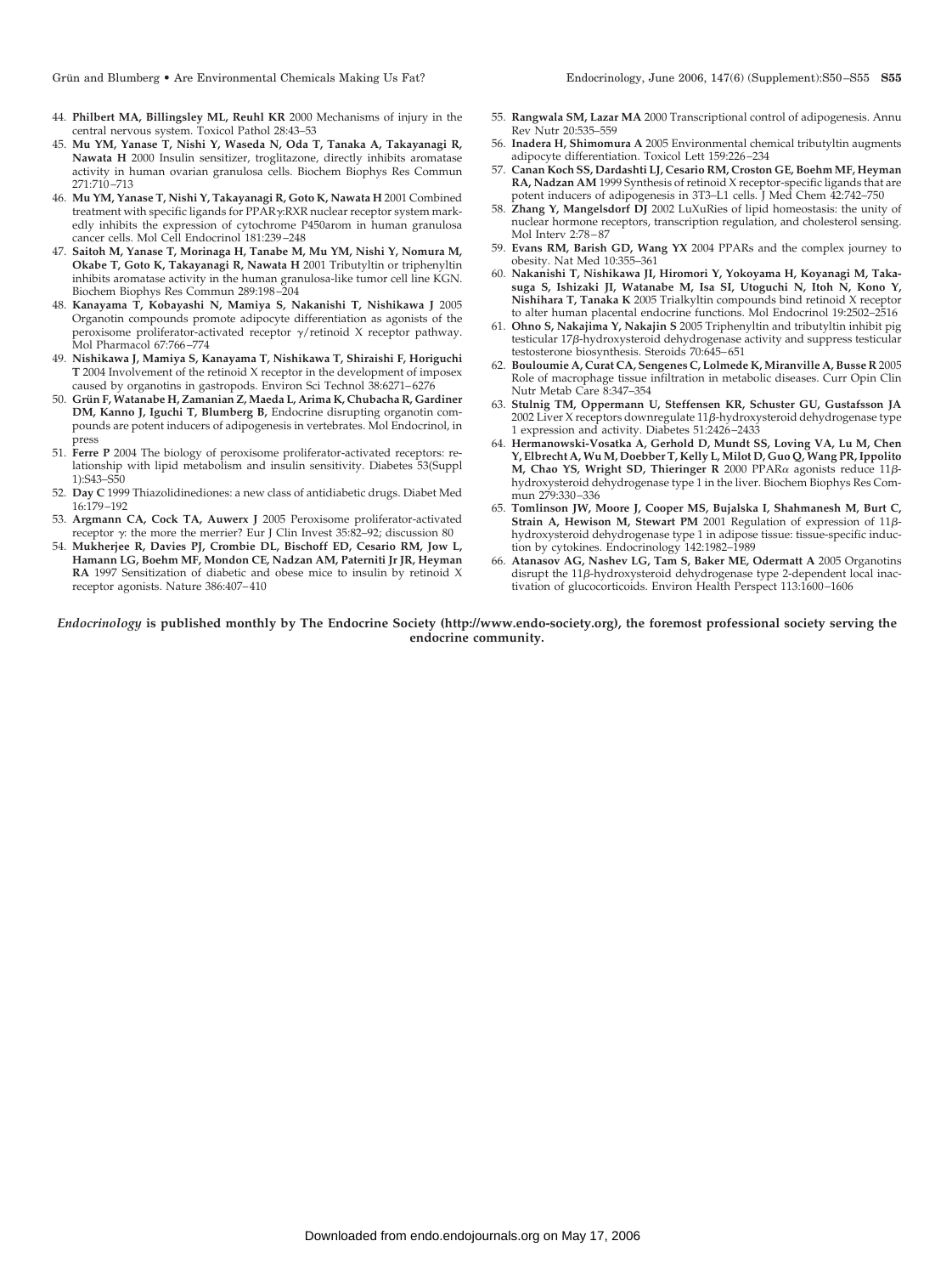44. **Philbert MA, Billingsley ML, Reuhl KR** 2000 Mechanisms of injury in the central nervous system. Toxicol Pathol 28:43–53
45. **Mu YM, Yanase T, Nishi Y, Waseda N, Oda T, Tanaka A, Takayanagi R, Nawata H** 2000 Insulin sensitizer, troglitazone, directly inhibits aromatase activity in human ovarian granulosa cells. Biochem Biophys Res Commun 271:710–713
46. **Mu YM, Yanase T, Nishi Y, Takayanagi R, Goto K, Nawata H** 2001 Combined treatment with specific ligands for PPARγ:RXR nuclear receptor system markedly inhibits the expression of cytochrome P450arom in human granulosa cancer cells. Mol Cell Endocrinol 181:239–248
47. **Saitoh M, Yanase T, Morinaga H, Tanabe M, Mu YM, Nishi Y, Nomura M, Okabe T, Goto K, Takayanagi R, Nawata H** 2001 Tributyltin or triphenyltin inhibits aromatase activity in the human granulosa-like tumor cell line KGN. Biochem Biophys Res Commun 289:198–204
48. **Kanayama T, Kobayashi N, Mamiya S, Nakanishi T, Nishikawa J** 2005 Organotin compounds promote adipocyte differentiation as agonists of the peroxisome proliferator-activated receptor γ/retinoid X receptor pathway. Mol Pharmacol 67:766–774
49. **Nishikawa J, Mamiya S, Kanayama T, Nishikawa T, Shiraishi F, Horiguchi T** 2004 Involvement of the retinoid X receptor in the development of imposex caused by organotins in gastropods. Environ Sci Technol 38:6271–6276
50. **Grün F, Watanabe H, Zamanian Z, Maeda L, Arima K, Chubacha R, Gardiner DM, Kanno J, Iguchi T, Blumberg B,** Endocrine disrupting organotin compounds are potent inducers of adipogenesis in vertebrates. Mol Endocrinol, in press
51. **Ferre P** 2004 The biology of peroxisome proliferator-activated receptors: relationship with lipid metabolism and insulin sensitivity. Diabetes 53(Suppl 1):S43–S50
52. **Day C** 1999 Thiazolidinediones: a new class of antidiabetic drugs. Diabet Med 16:179–192
53. **Argmann CA, Cock TA, Auwerx J** 2005 Peroxisome proliferator-activated receptor γ: the more the merrier? Eur J Clin Invest 35:82–92; discussion 80
54. **Mukherjee R, Davies PJ, Crombie DL, Bischoff ED, Cesario RM, Jow L, Hamann LG, Boehm MF, Mondon CE, Nadzan AM, Paterniti Jr JR, Heyman RA** 1997 Sensitization of diabetic and obese mice to insulin by retinoid X receptor agonists. Nature 386:407–410
55. **Rangwala SM, Lazar MA** 2000 Transcriptional control of adipogenesis. Annu Rev Nutr 20:535–559
56. **Inadera H, Shimomura A** 2005 Environmental chemical tributyltin augments adipocyte differentiation. Toxicol Lett 159:226–234
57. **Canan Koch SS, Dardashti LJ, Cesario RM, Croston GE, Boehm MF, Heyman RA, Nadzan AM** 1999 Synthesis of retinoid X receptor-specific ligands that are potent inducers of adipogenesis in 3T3–L1 cells. J Med Chem 42:742–750
58. **Zhang Y, Mangelsdorf DJ** 2002 LuXuRies of lipid homeostasis: the unity of nuclear hormone receptors, transcription regulation, and cholesterol sensing. Mol Interv 2:78–87
59. **Evans RM, Barish GD, Wang YX** 2004 PPARs and the complex journey to obesity. Nat Med 10:355–361
60. **Nakanishi T, Nishikawa JI, Hiromori Y, Yokoyama H, Koyanagi M, Takasuga S, Ishizaki JI, Watanabe M, Isa SI, Utoguchi N, Itoh N, Kono Y, Nishihara T, Tanaka K** 2005 Trialkyltin compounds bind retinoid X receptor to alter human placental endocrine functions. Mol Endocrinol 19:2502–2516
61. **Ohno S, Nakajima Y, Nakajin S** 2005 Triphenyltin and tributyltin inhibit pig testicular 17β-hydroxysteroid dehydrogenase activity and suppress testicular testosterone biosynthesis. Steroids 70:645–651
62. **Bouloumie A, Curat CA, Sengenes C, Lolmede K, Miranville A, Busse R** 2005 Role of macrophage tissue infiltration in metabolic diseases. Curr Opin Clin Nutr Metab Care 8:347–354
63. **Stulnig TM, Oppermann U, Steffensen KR, Schuster GU, Gustafsson JA** 2002 Liver X receptors downregulate 11β-hydroxysteroid dehydrogenase type 1 expression and activity. Diabetes 51:2426–2433
64. **Hermanowski-Vosatka A, Gerhold D, Mundt SS, Loving VA, Lu M, Chen Y, Elbrecht A, Wu M, Doebber T, Kelly L, Milot D, Guo Q, Wang PR, Ippolito M, Chao YS, Wright SD, Thieringer R** 2000 PPARα agonists reduce 11β-hydroxysteroid dehydrogenase type 1 in the liver. Biochem Biophys Res Commun 279:330–336
65. **Tomlinson JW, Moore J, Cooper MS, Bujalska I, Shahmanesh M, Burt C, Strain A, Hewison M, Stewart PM** 2001 Regulation of expression of 11β-hydroxysteroid dehydrogenase type 1 in adipose tissue: tissue-specific induction by cytokines. Endocrinology 142:1982–1989
66. **Atanasov AG, Nashev LG, Tam S, Baker ME, Odermatt A** 2005 Organotins disrupt the 11β-hydroxysteroid dehydrogenase type 2-dependent local inactivation of glucocorticoids. Environ Health Perspect 113:1600–1606

***Endocrinology* is published monthly by The Endocrine Society (http://www.endo-society.org), the foremost professional society serving the endocrine community.**